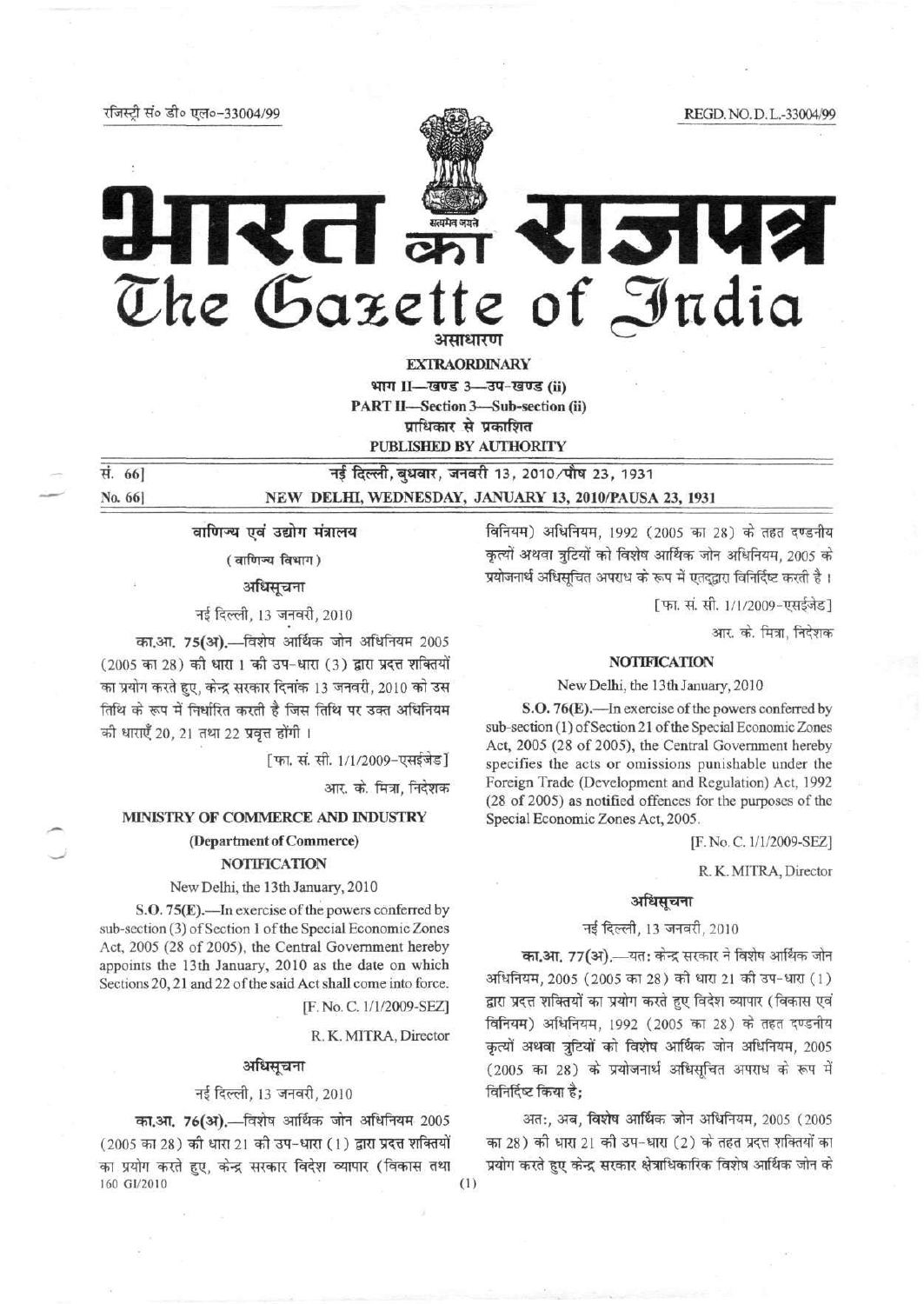रजिस्ट्री सं० डी० एल०-33004/99 REGD. NO. D. L.-33004/99

# भारत का राजपत्र
# The Gazette of India

असाधारण

**EXTRAORDINARY**

भाग II—खण्ड 3—उप-खण्ड (ii)

**PART II—Section 3—Sub-section (ii)**

प्राधिकार से प्रकाशित

**PUBLISHED BY AUTHORITY**

सं. 66] नई दिल्ली, बुधवार, जनवरी 13, 2010/पौष 23, 1931

No. 66] NEW DELHI, WEDNESDAY, JANUARY 13, 2010/PAUSA 23, 1931

## वाणिज्य एवं उद्योग मंत्रालय

(वाणिज्य विभाग)

### अधिसूचना

नई दिल्ली, 13 जनवरी, 2010

**का.आ. 75(अ).**—विशेष आर्थिक जोन अधिनियम 2005 (2005 का 28) की धारा 1 की उप-धारा (3) द्वारा प्रदत्त शक्तियों का प्रयोग करते हुए, केन्द्र सरकार दिनांक 13 जनवरी, 2010 को उस तिथि के रूप में निर्धारित करती है जिस तिथि पर उक्त अधिनियम की धाराएँ 20, 21 तथा 22 प्रवृत्त होंगी ।

[फा. सं. सी. 1/1/2009-एसईजेड]

आर. के. मित्रा, निदेशक

## MINISTRY OF COMMERCE AND INDUSTRY

(Department of Commerce)

### NOTIFICATION

New Delhi, the 13th January, 2010

**S.O. 75(E).**—In exercise of the powers conferred by sub-section (3) of Section 1 of the Special Economic Zones Act, 2005 (28 of 2005), the Central Government hereby appoints the 13th January, 2010 as the date on which Sections 20, 21 and 22 of the said Act shall come into force.

[F. No. C. 1/1/2009-SEZ]

R. K. MITRA, Director

### अधिसूचना

नई दिल्ली, 13 जनवरी, 2010

**का.आ. 76(अ).**—विशेष आर्थिक जोन अधिनियम 2005 (2005 का 28) की धारा 21 की उप-धारा (1) द्वारा प्रदत्त शक्तियों का प्रयोग करते हुए, केन्द्र सरकार विदेश व्यापार (विकास तथा विनियम) अधिनियम, 1992 (2005 का 28) के तहत दण्डनीय कृत्यों अथवा त्रुटियों को विशेष आर्थिक जोन अधिनियम, 2005 के प्रयोजनार्थ अधिसूचित अपराध के रूप में एतद्द्वारा विनिर्दिष्ट करती है ।

[फा. सं. सी. 1/1/2009-एसईजेड]

आर. के. मित्रा, निदेशक

### NOTIFICATION

New Delhi, the 13th January, 2010

**S.O. 76(E).**—In exercise of the powers conferred by sub-section (1) of Section 21 of the Special Economic Zones Act, 2005 (28 of 2005), the Central Government hereby specifies the acts or omissions punishable under the Foreign Trade (Development and Regulation) Act, 1992 (28 of 2005) as notified offences for the purposes of the Special Economic Zones Act, 2005.

[F. No. C. 1/1/2009-SEZ]

R. K. MITRA, Director

### अधिसूचना

नई दिल्ली, 13 जनवरी, 2010

**का.आ. 77(अ).**—यत: केन्द्र सरकार ने विशेष आर्थिक जोन अधिनियम, 2005 (2005 का 28) की धारा 21 की उप-धारा (1) द्वारा प्रदत्त शक्तियों का प्रयोग करते हुए विदेश व्यापार (विकास एवं विनियम) अधिनियम, 1992 (2005 का 28) के तहत दण्डनीय कृत्यों अथवा त्रुटियों को विशेष आर्थिक जोन अधिनियम, 2005 (2005 का 28) के प्रयोजनार्थ अधिसूचित अपराध के रूप में विनिर्दिष्ट किया है;

अत:, अब, **विशेष** आर्थिक जोन अधिनियम, 2005 (2005 का 28) की धारा 21 की उप-धारा (2) के तहत प्रदत्त शक्तियों का प्रयोग करते हुए केन्द्र सरकार क्षेत्राधिकारिक विशेष आर्थिक जोन के

160 GI/2010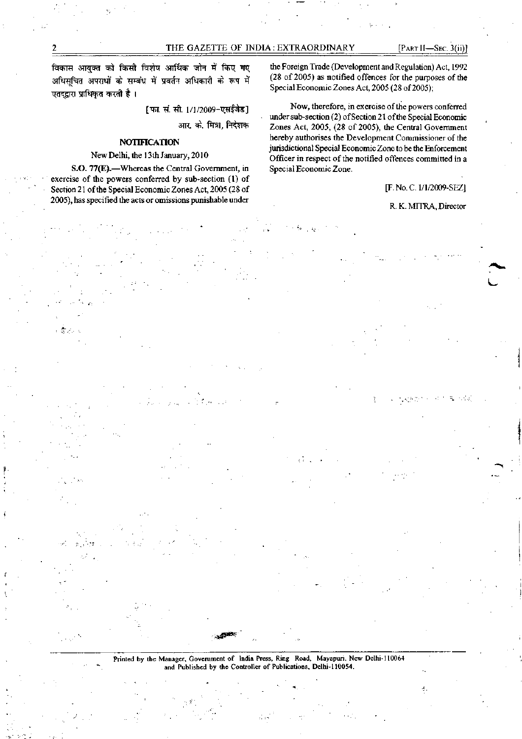विकास आयुक्त को किसी विशेष आर्थिक जोन में किए गए अधिसूचित अपराधों के सम्बंध में प्रवर्तन अधिकारी के रूप में एतद्द्वारा प्राधिकृत करती है ।

[फा. सं. सी. 1/1/2009-एसईजेड]

आर. के. मित्रा, निदेशक

## NOTIFICATION

New Delhi, the 13th January, 2010

**S.O. 77(E).**—Whereas the Central Government, in exercise of the powers conferred by sub-section (1) of Section 21 of the Special Economic Zones Act, 2005 (28 of 2005), has specified the acts or omissions punishable under the Foreign Trade (Development and Regulation) Act, 1992 (28 of 2005) as notified offences for the purposes of the Special Economic Zones Act, 2005 (28 of 2005);

Now, therefore, in exercise of the powers conferred under sub-section (2) of Section 21 of the Special Economic Zones Act, 2005, (28 of 2005), the Central Government hereby authorises the Development Commissioner of the jurisdictional Special Economic Zone to be the Enforcement Officer in respect of the notified offences committed in a Special Economic Zone.

[F. No. C. 1/1/2009-SEZ]

R. K. MITRA, Director

Printed by the Manager, Government of India Press, Ring Road, Mayapuri, New Delhi-110064 and Published by the Controller of Publications, Delhi-110054.